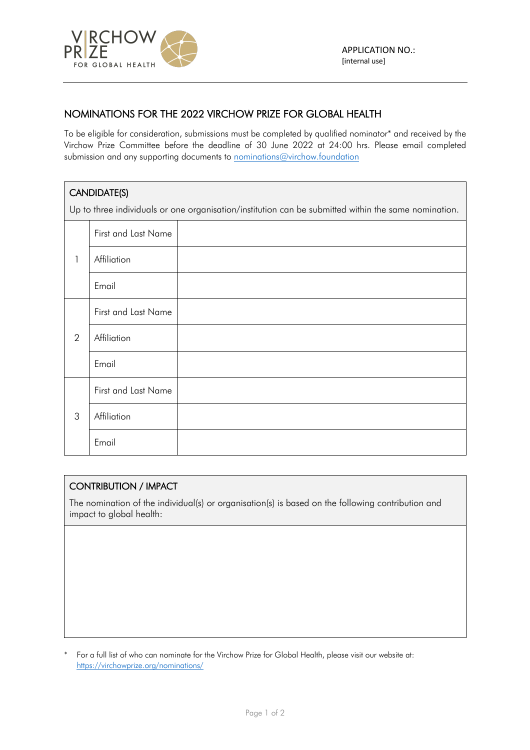APPLICATION NO.:
[internal use]

## NOMINATIONS FOR THE 2022 VIRCHOW PRIZE FOR GLOBAL HEALTH

To be eligible for consideration, submissions must be completed by qualified nominator* and received by the Virchow Prize Committee before the deadline of 30 June 2022 at 24:00 hrs. Please email completed submission and any supporting documents to nominations@virchow.foundation

| CANDIDATE(S) | | |
|---|---|---|
| Up to three individuals or one organisation/institution can be submitted within the same nomination. | | |
| 1 | First and Last Name | |
| | Affiliation | |
| | Email | |
| 2 | First and Last Name | |
| | Affiliation | |
| | Email | |
| 3 | First and Last Name | |
| | Affiliation | |
| | Email | |

| CONTRIBUTION / IMPACT |
|---|
| The nomination of the individual(s) or organisation(s) is based on the following contribution and impact to global health: |
| |

* For a full list of who can nominate for the Virchow Prize for Global Health, please visit our website at: https://virchowprize.org/nominations/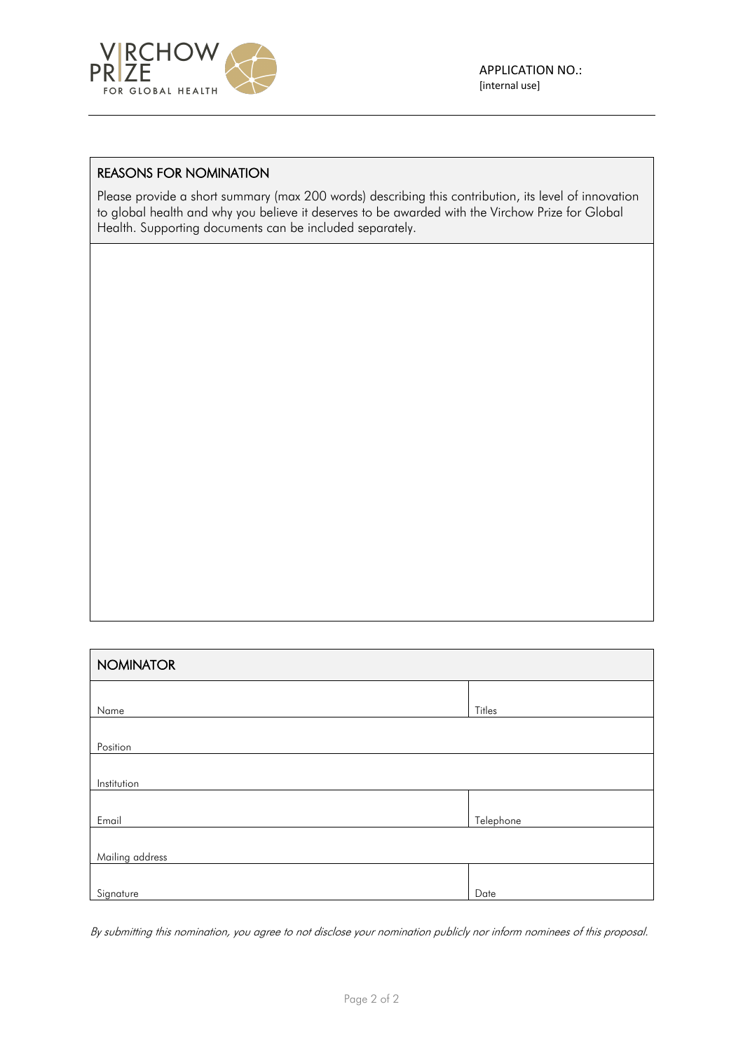VIRCHOW PRIZE FOR GLOBAL HEALTH

APPLICATION NO.:
[internal use]

## REASONS FOR NOMINATION

Please provide a short summary (max 200 words) describing this contribution, its level of innovation to global health and why you believe it deserves to be awarded with the Virchow Prize for Global Health. Supporting documents can be included separately.

## NOMINATOR

| | |
|---|---|
| Name | Titles |
| Position | |
| Institution | |
| Email | Telephone |
| Mailing address | |
| Signature | Date |

*By submitting this nomination, you agree to not disclose your nomination publicly nor inform nominees of this proposal.*